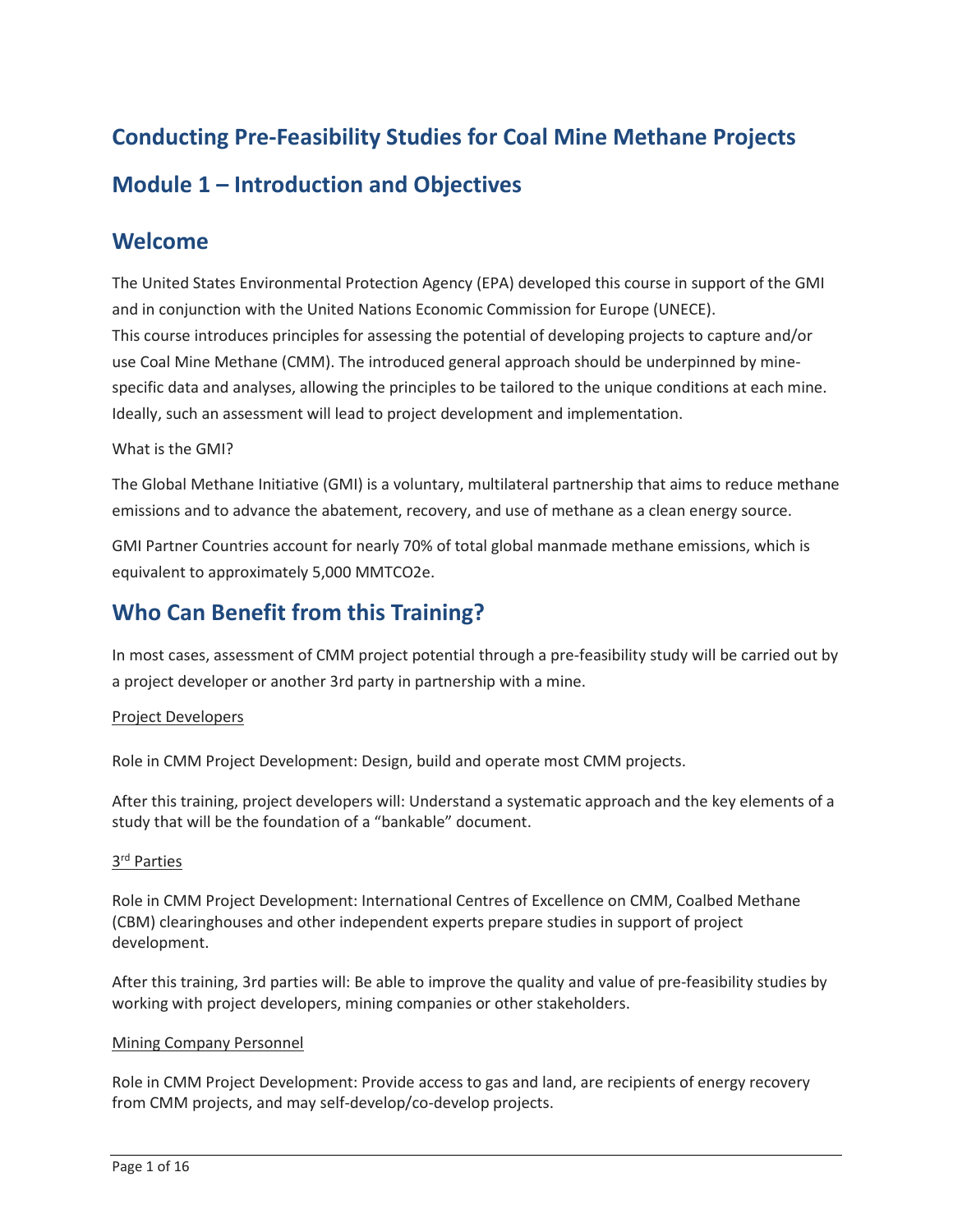# Conducting Pre-Feasibility Studies for Coal Mine Methane Projects

# Module 1 – Introduction and Objectives

## Welcome

The United States Environmental Protection Agency (EPA) developed this course in support of the GMI and in conjunction with the United Nations Economic Commission for Europe (UNECE).
This course introduces principles for assessing the potential of developing projects to capture and/or use Coal Mine Methane (CMM). The introduced general approach should be underpinned by mine-specific data and analyses, allowing the principles to be tailored to the unique conditions at each mine. Ideally, such an assessment will lead to project development and implementation.

What is the GMI?

The Global Methane Initiative (GMI) is a voluntary, multilateral partnership that aims to reduce methane emissions and to advance the abatement, recovery, and use of methane as a clean energy source.

GMI Partner Countries account for nearly 70% of total global manmade methane emissions, which is equivalent to approximately 5,000 MMTCO2e.

## Who Can Benefit from this Training?

In most cases, assessment of CMM project potential through a pre-feasibility study will be carried out by a project developer or another 3rd party in partnership with a mine.

Project Developers

Role in CMM Project Development: Design, build and operate most CMM projects.

After this training, project developers will: Understand a systematic approach and the key elements of a study that will be the foundation of a "bankable" document.

3rd Parties

Role in CMM Project Development: International Centres of Excellence on CMM, Coalbed Methane (CBM) clearinghouses and other independent experts prepare studies in support of project development.

After this training, 3rd parties will: Be able to improve the quality and value of pre-feasibility studies by working with project developers, mining companies or other stakeholders.

Mining Company Personnel

Role in CMM Project Development: Provide access to gas and land, are recipients of energy recovery from CMM projects, and may self-develop/co-develop projects.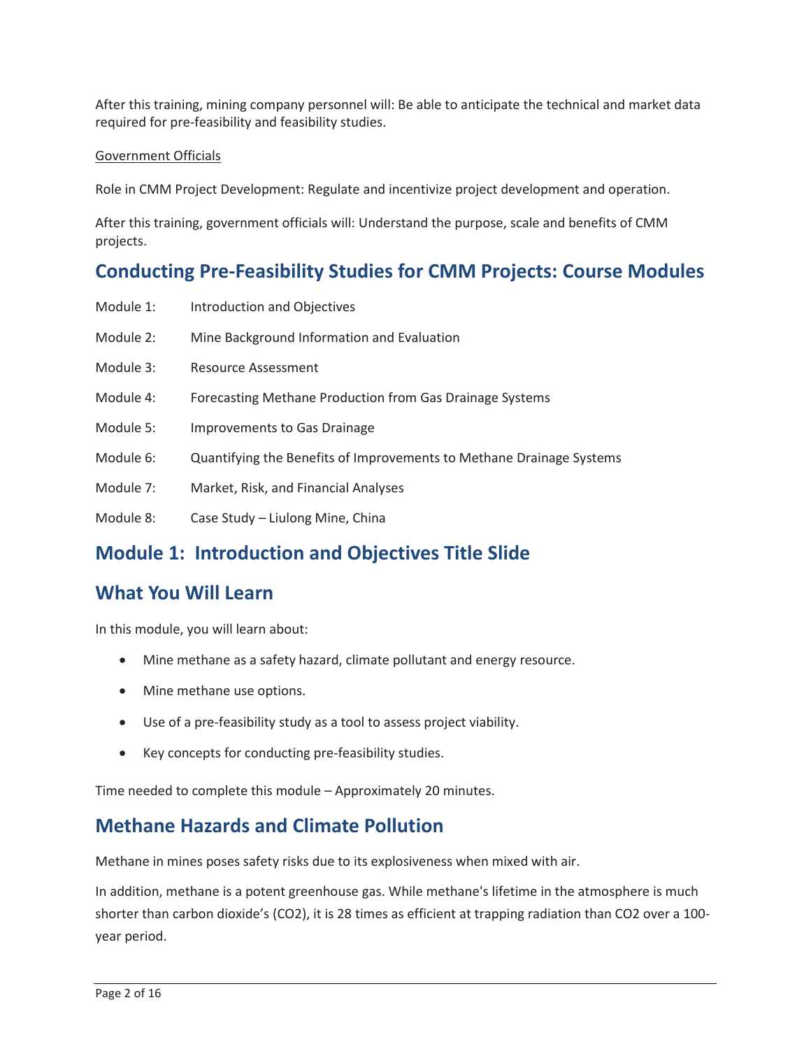After this training, mining company personnel will: Be able to anticipate the technical and market data required for pre-feasibility and feasibility studies.

Government Officials

Role in CMM Project Development: Regulate and incentivize project development and operation.

After this training, government officials will: Understand the purpose, scale and benefits of CMM projects.

## Conducting Pre-Feasibility Studies for CMM Projects: Course Modules

Module 1: Introduction and Objectives

Module 2: Mine Background Information and Evaluation

Module 3: Resource Assessment

Module 4: Forecasting Methane Production from Gas Drainage Systems

Module 5: Improvements to Gas Drainage

Module 6: Quantifying the Benefits of Improvements to Methane Drainage Systems

Module 7: Market, Risk, and Financial Analyses

Module 8: Case Study – Liulong Mine, China

## Module 1: Introduction and Objectives Title Slide

## What You Will Learn

In this module, you will learn about:

- Mine methane as a safety hazard, climate pollutant and energy resource.
- Mine methane use options.
- Use of a pre-feasibility study as a tool to assess project viability.
- Key concepts for conducting pre-feasibility studies.

Time needed to complete this module – Approximately 20 minutes.

## Methane Hazards and Climate Pollution

Methane in mines poses safety risks due to its explosiveness when mixed with air.

In addition, methane is a potent greenhouse gas. While methane's lifetime in the atmosphere is much shorter than carbon dioxide's ($CO_2$), it is 28 times as efficient at trapping radiation than $CO_2$ over a 100-year period.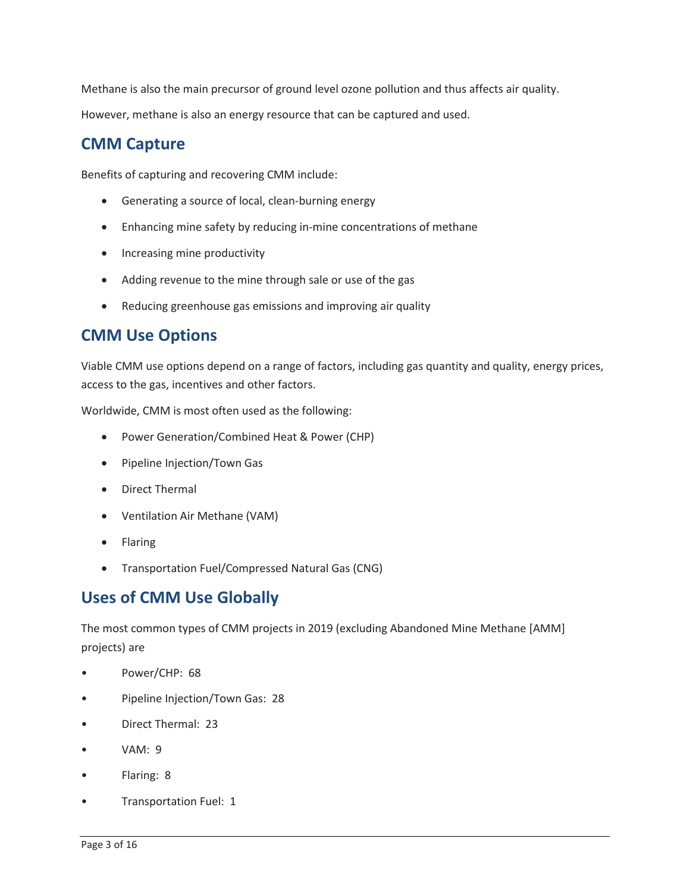Methane is also the main precursor of ground level ozone pollution and thus affects air quality.

However, methane is also an energy resource that can be captured and used.

## CMM Capture

Benefits of capturing and recovering CMM include:

- Generating a source of local, clean-burning energy
- Enhancing mine safety by reducing in-mine concentrations of methane
- Increasing mine productivity
- Adding revenue to the mine through sale or use of the gas
- Reducing greenhouse gas emissions and improving air quality

## CMM Use Options

Viable CMM use options depend on a range of factors, including gas quantity and quality, energy prices, access to the gas, incentives and other factors.

Worldwide, CMM is most often used as the following:

- Power Generation/Combined Heat & Power (CHP)
- Pipeline Injection/Town Gas
- Direct Thermal
- Ventilation Air Methane (VAM)
- Flaring
- Transportation Fuel/Compressed Natural Gas (CNG)

## Uses of CMM Use Globally

The most common types of CMM projects in 2019 (excluding Abandoned Mine Methane [AMM] projects) are

- Power/CHP: 68
- Pipeline Injection/Town Gas: 28
- Direct Thermal: 23
- VAM: 9
- Flaring: 8
- Transportation Fuel: 1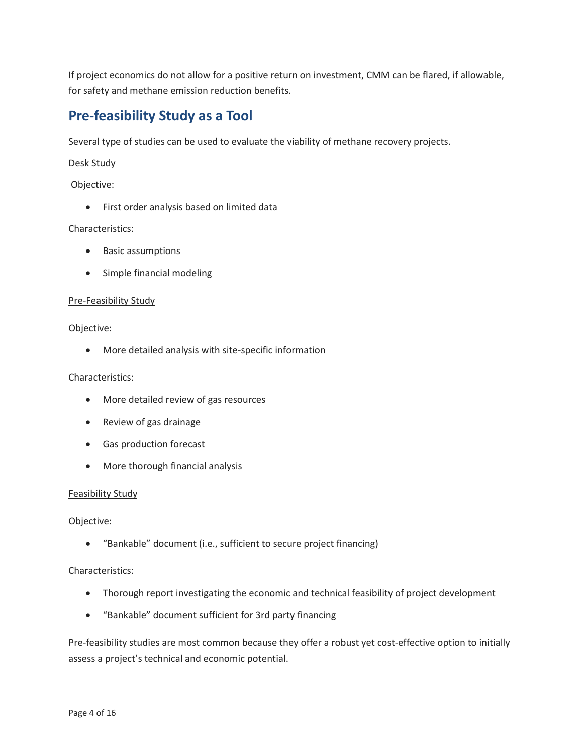If project economics do not allow for a positive return on investment, CMM can be flared, if allowable, for safety and methane emission reduction benefits.

## Pre-feasibility Study as a Tool

Several type of studies can be used to evaluate the viability of methane recovery projects.

Desk Study

Objective:

- First order analysis based on limited data

Characteristics:

- Basic assumptions
- Simple financial modeling

Pre-Feasibility Study

Objective:

- More detailed analysis with site-specific information

Characteristics:

- More detailed review of gas resources
- Review of gas drainage
- Gas production forecast
- More thorough financial analysis

Feasibility Study

Objective:

- "Bankable" document (i.e., sufficient to secure project financing)

Characteristics:

- Thorough report investigating the economic and technical feasibility of project development
- "Bankable" document sufficient for 3rd party financing

Pre-feasibility studies are most common because they offer a robust yet cost-effective option to initially assess a project's technical and economic potential.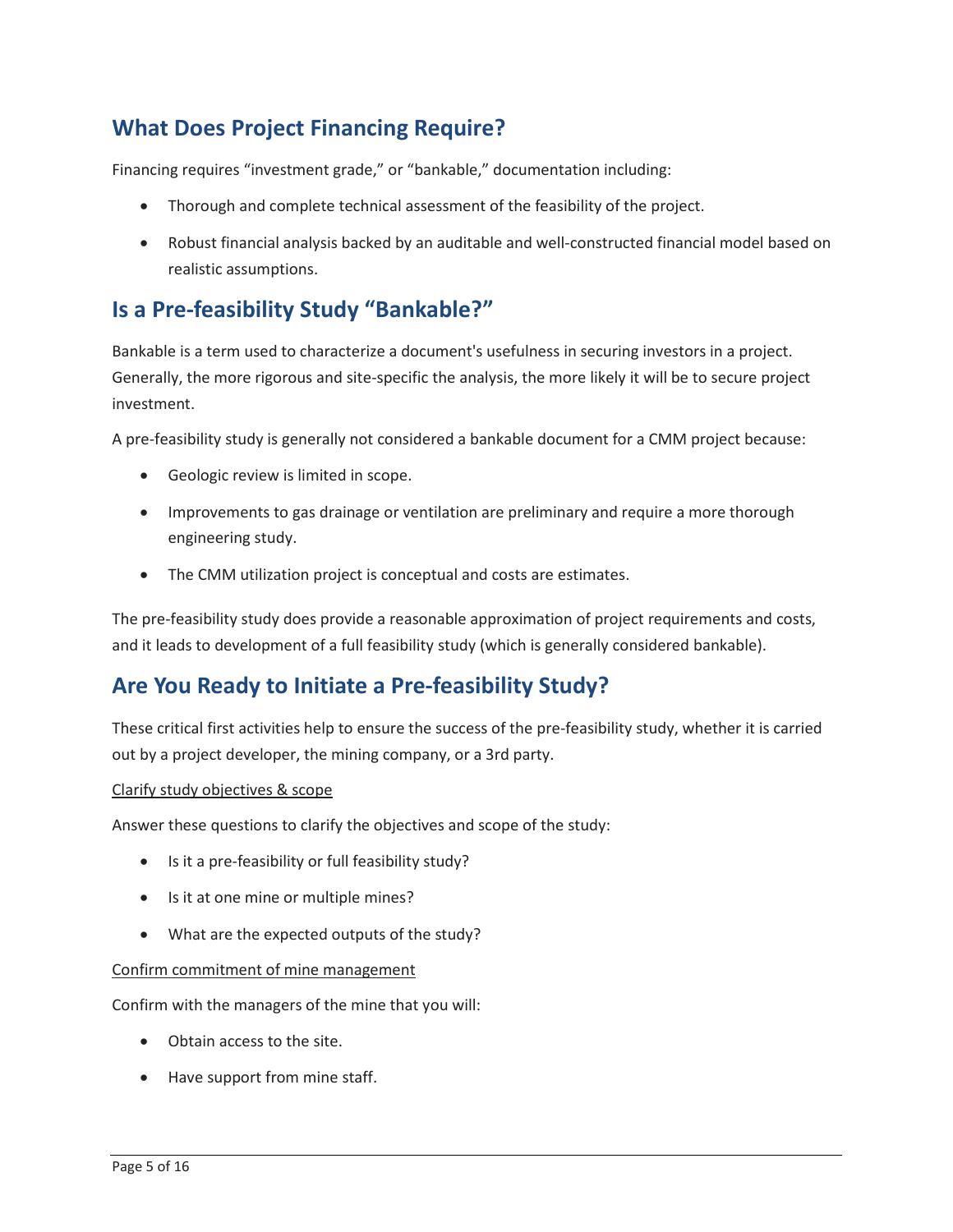## What Does Project Financing Require?

Financing requires "investment grade," or "bankable," documentation including:

- Thorough and complete technical assessment of the feasibility of the project.
- Robust financial analysis backed by an auditable and well-constructed financial model based on realistic assumptions.

## Is a Pre-feasibility Study "Bankable?"

Bankable is a term used to characterize a document's usefulness in securing investors in a project. Generally, the more rigorous and site-specific the analysis, the more likely it will be to secure project investment.

A pre-feasibility study is generally not considered a bankable document for a CMM project because:

- Geologic review is limited in scope.
- Improvements to gas drainage or ventilation are preliminary and require a more thorough engineering study.
- The CMM utilization project is conceptual and costs are estimates.

The pre-feasibility study does provide a reasonable approximation of project requirements and costs, and it leads to development of a full feasibility study (which is generally considered bankable).

## Are You Ready to Initiate a Pre-feasibility Study?

These critical first activities help to ensure the success of the pre-feasibility study, whether it is carried out by a project developer, the mining company, or a 3rd party.

<u>Clarify study objectives & scope</u>

Answer these questions to clarify the objectives and scope of the study:

- Is it a pre-feasibility or full feasibility study?
- Is it at one mine or multiple mines?
- What are the expected outputs of the study?

<u>Confirm commitment of mine management</u>

Confirm with the managers of the mine that you will:

- Obtain access to the site.
- Have support from mine staff.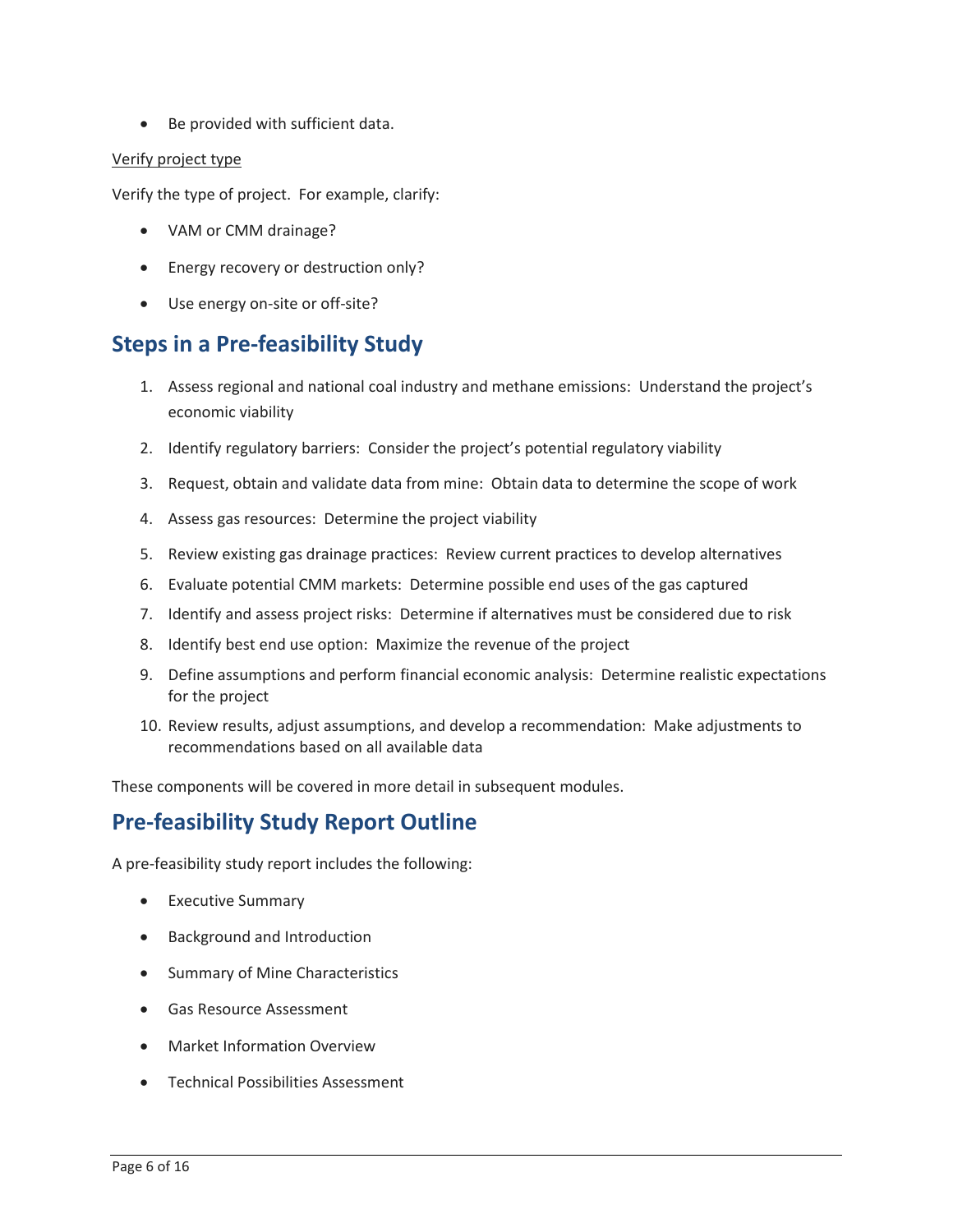- Be provided with sufficient data.

Verify project type

Verify the type of project. For example, clarify:

- VAM or CMM drainage?
- Energy recovery or destruction only?
- Use energy on-site or off-site?

## Steps in a Pre-feasibility Study

1. Assess regional and national coal industry and methane emissions: Understand the project's economic viability
2. Identify regulatory barriers: Consider the project's potential regulatory viability
3. Request, obtain and validate data from mine: Obtain data to determine the scope of work
4. Assess gas resources: Determine the project viability
5. Review existing gas drainage practices: Review current practices to develop alternatives
6. Evaluate potential CMM markets: Determine possible end uses of the gas captured
7. Identify and assess project risks: Determine if alternatives must be considered due to risk
8. Identify best end use option: Maximize the revenue of the project
9. Define assumptions and perform financial economic analysis: Determine realistic expectations for the project
10. Review results, adjust assumptions, and develop a recommendation: Make adjustments to recommendations based on all available data

These components will be covered in more detail in subsequent modules.

## Pre-feasibility Study Report Outline

A pre-feasibility study report includes the following:

- Executive Summary
- Background and Introduction
- Summary of Mine Characteristics
- Gas Resource Assessment
- Market Information Overview
- Technical Possibilities Assessment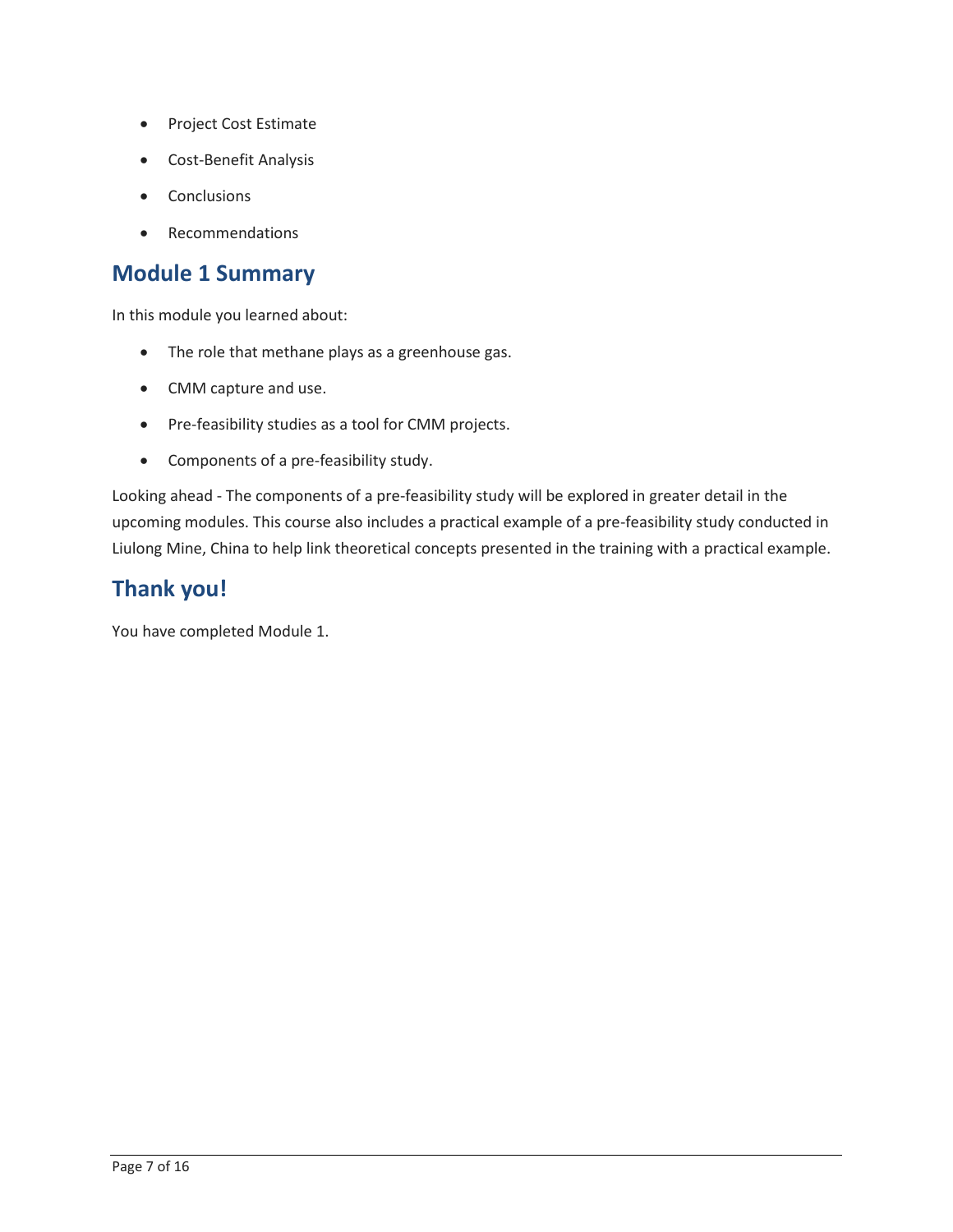- Project Cost Estimate
- Cost-Benefit Analysis
- Conclusions
- Recommendations

## Module 1 Summary

In this module you learned about:

- The role that methane plays as a greenhouse gas.
- CMM capture and use.
- Pre-feasibility studies as a tool for CMM projects.
- Components of a pre-feasibility study.

Looking ahead - The components of a pre-feasibility study will be explored in greater detail in the upcoming modules. This course also includes a practical example of a pre-feasibility study conducted in Liulong Mine, China to help link theoretical concepts presented in the training with a practical example.

## Thank you!

You have completed Module 1.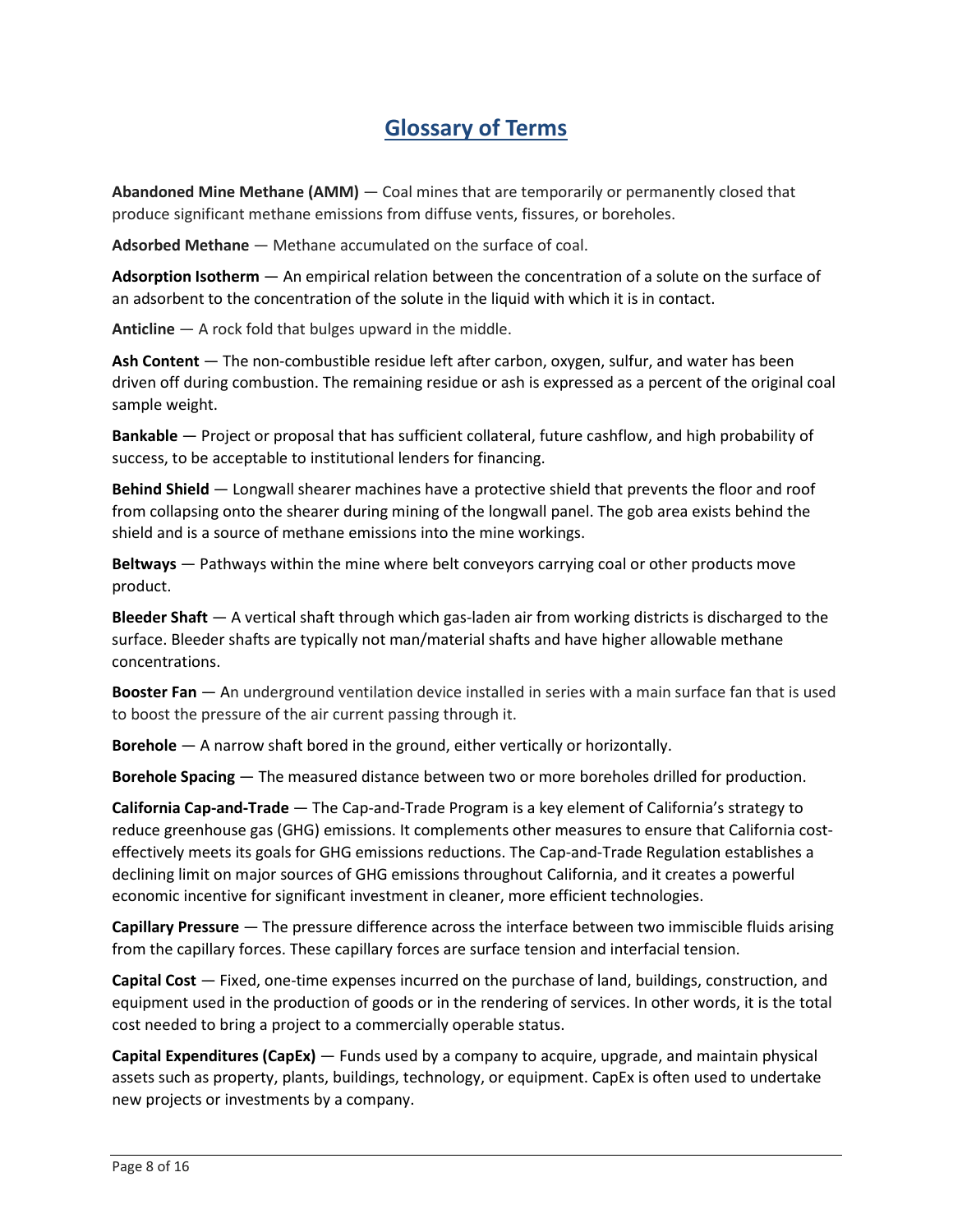# Glossary of Terms

**Abandoned Mine Methane (AMM)** — Coal mines that are temporarily or permanently closed that produce significant methane emissions from diffuse vents, fissures, or boreholes.

**Adsorbed Methane** — Methane accumulated on the surface of coal.

**Adsorption Isotherm** — An empirical relation between the concentration of a solute on the surface of an adsorbent to the concentration of the solute in the liquid with which it is in contact.

**Anticline** — A rock fold that bulges upward in the middle.

**Ash Content** — The non-combustible residue left after carbon, oxygen, sulfur, and water has been driven off during combustion. The remaining residue or ash is expressed as a percent of the original coal sample weight.

**Bankable** — Project or proposal that has sufficient collateral, future cashflow, and high probability of success, to be acceptable to institutional lenders for financing.

**Behind Shield** — Longwall shearer machines have a protective shield that prevents the floor and roof from collapsing onto the shearer during mining of the longwall panel. The gob area exists behind the shield and is a source of methane emissions into the mine workings.

**Beltways** — Pathways within the mine where belt conveyors carrying coal or other products move product.

**Bleeder Shaft** — A vertical shaft through which gas-laden air from working districts is discharged to the surface. Bleeder shafts are typically not man/material shafts and have higher allowable methane concentrations.

**Booster Fan** — An underground ventilation device installed in series with a main surface fan that is used to boost the pressure of the air current passing through it.

**Borehole** — A narrow shaft bored in the ground, either vertically or horizontally.

**Borehole Spacing** — The measured distance between two or more boreholes drilled for production.

**California Cap-and-Trade** — The Cap-and-Trade Program is a key element of California's strategy to reduce greenhouse gas (GHG) emissions. It complements other measures to ensure that California cost-effectively meets its goals for GHG emissions reductions. The Cap-and-Trade Regulation establishes a declining limit on major sources of GHG emissions throughout California, and it creates a powerful economic incentive for significant investment in cleaner, more efficient technologies.

**Capillary Pressure** — The pressure difference across the interface between two immiscible fluids arising from the capillary forces. These capillary forces are surface tension and interfacial tension.

**Capital Cost** — Fixed, one-time expenses incurred on the purchase of land, buildings, construction, and equipment used in the production of goods or in the rendering of services. In other words, it is the total cost needed to bring a project to a commercially operable status.

**Capital Expenditures (CapEx)** — Funds used by a company to acquire, upgrade, and maintain physical assets such as property, plants, buildings, technology, or equipment. CapEx is often used to undertake new projects or investments by a company.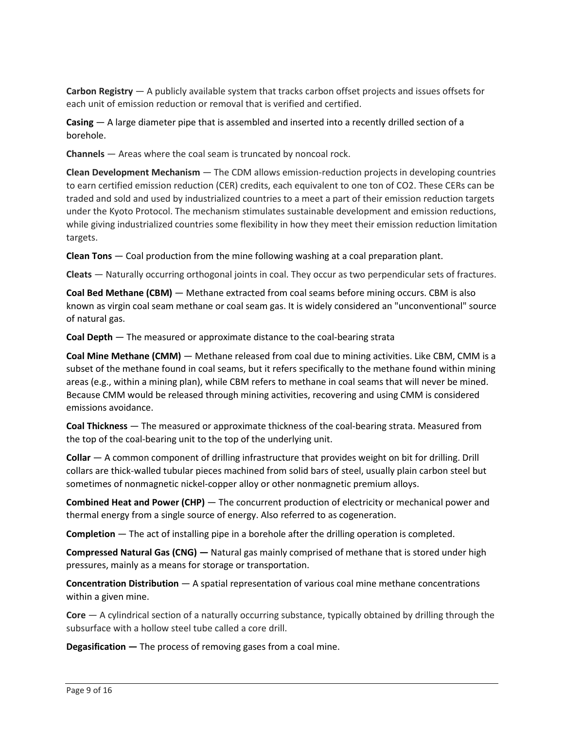**Carbon Registry** — A publicly available system that tracks carbon offset projects and issues offsets for each unit of emission reduction or removal that is verified and certified.

**Casing** — A large diameter pipe that is assembled and inserted into a recently drilled section of a borehole.

**Channels** — Areas where the coal seam is truncated by noncoal rock.

**Clean Development Mechanism** — The CDM allows emission-reduction projects in developing countries to earn certified emission reduction (CER) credits, each equivalent to one ton of $CO_2$. These CERs can be traded and sold and used by industrialized countries to a meet a part of their emission reduction targets under the Kyoto Protocol. The mechanism stimulates sustainable development and emission reductions, while giving industrialized countries some flexibility in how they meet their emission reduction limitation targets.

**Clean Tons** — Coal production from the mine following washing at a coal preparation plant.

**Cleats** — Naturally occurring orthogonal joints in coal. They occur as two perpendicular sets of fractures.

**Coal Bed Methane (CBM)** — Methane extracted from coal seams before mining occurs. CBM is also known as virgin coal seam methane or coal seam gas. It is widely considered an "unconventional" source of natural gas.

**Coal Depth** — The measured or approximate distance to the coal-bearing strata

**Coal Mine Methane (CMM)** — Methane released from coal due to mining activities. Like CBM, CMM is a subset of the methane found in coal seams, but it refers specifically to the methane found within mining areas (e.g., within a mining plan), while CBM refers to methane in coal seams that will never be mined. Because CMM would be released through mining activities, recovering and using CMM is considered emissions avoidance.

**Coal Thickness** — The measured or approximate thickness of the coal-bearing strata. Measured from the top of the coal-bearing unit to the top of the underlying unit.

**Collar** — A common component of drilling infrastructure that provides weight on bit for drilling. Drill collars are thick-walled tubular pieces machined from solid bars of steel, usually plain carbon steel but sometimes of nonmagnetic nickel-copper alloy or other nonmagnetic premium alloys.

**Combined Heat and Power (CHP)** — The concurrent production of electricity or mechanical power and thermal energy from a single source of energy. Also referred to as cogeneration.

**Completion** — The act of installing pipe in a borehole after the drilling operation is completed.

**Compressed Natural Gas (CNG) —** Natural gas mainly comprised of methane that is stored under high pressures, mainly as a means for storage or transportation.

**Concentration Distribution** — A spatial representation of various coal mine methane concentrations within a given mine.

**Core** — A cylindrical section of a naturally occurring substance, typically obtained by drilling through the subsurface with a hollow steel tube called a core drill.

**Degasification —** The process of removing gases from a coal mine.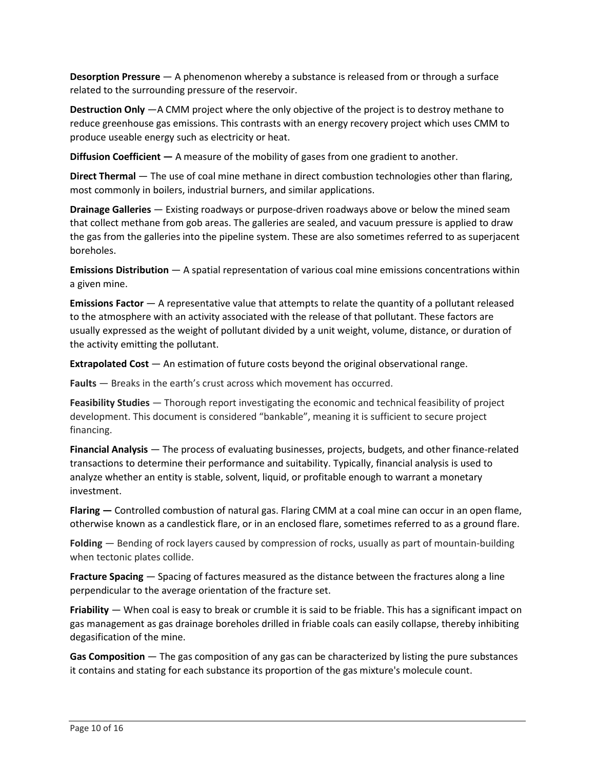**Desorption Pressure** — A phenomenon whereby a substance is released from or through a surface related to the surrounding pressure of the reservoir.

**Destruction Only** —A CMM project where the only objective of the project is to destroy methane to reduce greenhouse gas emissions. This contrasts with an energy recovery project which uses CMM to produce useable energy such as electricity or heat.

**Diffusion Coefficient —** A measure of the mobility of gases from one gradient to another.

**Direct Thermal** — The use of coal mine methane in direct combustion technologies other than flaring, most commonly in boilers, industrial burners, and similar applications.

**Drainage Galleries** — Existing roadways or purpose-driven roadways above or below the mined seam that collect methane from gob areas. The galleries are sealed, and vacuum pressure is applied to draw the gas from the galleries into the pipeline system. These are also sometimes referred to as superjacent boreholes.

**Emissions Distribution** — A spatial representation of various coal mine emissions concentrations within a given mine.

**Emissions Factor** — A representative value that attempts to relate the quantity of a pollutant released to the atmosphere with an activity associated with the release of that pollutant. These factors are usually expressed as the weight of pollutant divided by a unit weight, volume, distance, or duration of the activity emitting the pollutant.

**Extrapolated Cost** — An estimation of future costs beyond the original observational range.

**Faults** — Breaks in the earth's crust across which movement has occurred.

**Feasibility Studies** — Thorough report investigating the economic and technical feasibility of project development. This document is considered "bankable", meaning it is sufficient to secure project financing.

**Financial Analysis** — The process of evaluating businesses, projects, budgets, and other finance-related transactions to determine their performance and suitability. Typically, financial analysis is used to analyze whether an entity is stable, solvent, liquid, or profitable enough to warrant a monetary investment.

**Flaring —** Controlled combustion of natural gas. Flaring CMM at a coal mine can occur in an open flame, otherwise known as a candlestick flare, or in an enclosed flare, sometimes referred to as a ground flare.

**Folding** — Bending of rock layers caused by compression of rocks, usually as part of mountain-building when tectonic plates collide.

**Fracture Spacing** — Spacing of factures measured as the distance between the fractures along a line perpendicular to the average orientation of the fracture set.

**Friability** — When coal is easy to break or crumble it is said to be friable. This has a significant impact on gas management as gas drainage boreholes drilled in friable coals can easily collapse, thereby inhibiting degasification of the mine.

**Gas Composition** — The gas composition of any gas can be characterized by listing the pure substances it contains and stating for each substance its proportion of the gas mixture's molecule count.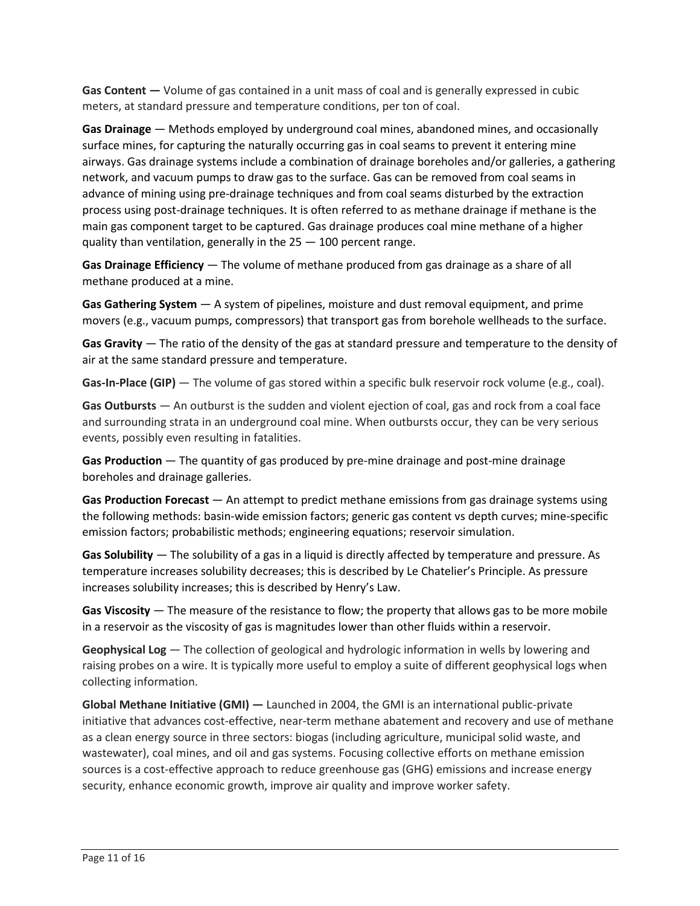**Gas Content —** Volume of gas contained in a unit mass of coal and is generally expressed in cubic meters, at standard pressure and temperature conditions, per ton of coal.

**Gas Drainage** — Methods employed by underground coal mines, abandoned mines, and occasionally surface mines, for capturing the naturally occurring gas in coal seams to prevent it entering mine airways. Gas drainage systems include a combination of drainage boreholes and/or galleries, a gathering network, and vacuum pumps to draw gas to the surface. Gas can be removed from coal seams in advance of mining using pre-drainage techniques and from coal seams disturbed by the extraction process using post-drainage techniques. It is often referred to as methane drainage if methane is the main gas component target to be captured. Gas drainage produces coal mine methane of a higher quality than ventilation, generally in the 25 — 100 percent range.

**Gas Drainage Efficiency** — The volume of methane produced from gas drainage as a share of all methane produced at a mine.

**Gas Gathering System** — A system of pipelines, moisture and dust removal equipment, and prime movers (e.g., vacuum pumps, compressors) that transport gas from borehole wellheads to the surface.

**Gas Gravity** — The ratio of the density of the gas at standard pressure and temperature to the density of air at the same standard pressure and temperature.

**Gas-In-Place (GIP)** — The volume of gas stored within a specific bulk reservoir rock volume (e.g., coal).

**Gas Outbursts** — An outburst is the sudden and violent ejection of coal, gas and rock from a coal face and surrounding strata in an underground coal mine. When outbursts occur, they can be very serious events, possibly even resulting in fatalities.

**Gas Production** — The quantity of gas produced by pre-mine drainage and post-mine drainage boreholes and drainage galleries.

**Gas Production Forecast** — An attempt to predict methane emissions from gas drainage systems using the following methods: basin-wide emission factors; generic gas content vs depth curves; mine-specific emission factors; probabilistic methods; engineering equations; reservoir simulation.

**Gas Solubility** — The solubility of a gas in a liquid is directly affected by temperature and pressure. As temperature increases solubility decreases; this is described by Le Chatelier's Principle. As pressure increases solubility increases; this is described by Henry's Law.

**Gas Viscosity** — The measure of the resistance to flow; the property that allows gas to be more mobile in a reservoir as the viscosity of gas is magnitudes lower than other fluids within a reservoir.

**Geophysical Log** — The collection of geological and hydrologic information in wells by lowering and raising probes on a wire. It is typically more useful to employ a suite of different geophysical logs when collecting information.

**Global Methane Initiative (GMI) —** Launched in 2004, the GMI is an international public-private initiative that advances cost-effective, near-term methane abatement and recovery and use of methane as a clean energy source in three sectors: biogas (including agriculture, municipal solid waste, and wastewater), coal mines, and oil and gas systems. Focusing collective efforts on methane emission sources is a cost-effective approach to reduce greenhouse gas (GHG) emissions and increase energy security, enhance economic growth, improve air quality and improve worker safety.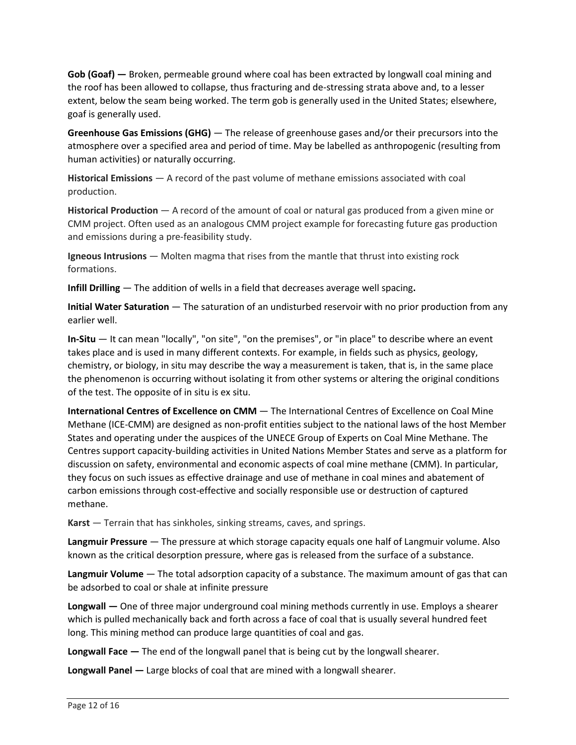**Gob (Goaf) —** Broken, permeable ground where coal has been extracted by longwall coal mining and the roof has been allowed to collapse, thus fracturing and de-stressing strata above and, to a lesser extent, below the seam being worked. The term gob is generally used in the United States; elsewhere, goaf is generally used.

**Greenhouse Gas Emissions (GHG)** — The release of greenhouse gases and/or their precursors into the atmosphere over a specified area and period of time. May be labelled as anthropogenic (resulting from human activities) or naturally occurring.

**Historical Emissions** — A record of the past volume of methane emissions associated with coal production.

**Historical Production** — A record of the amount of coal or natural gas produced from a given mine or CMM project. Often used as an analogous CMM project example for forecasting future gas production and emissions during a pre-feasibility study.

**Igneous Intrusions** — Molten magma that rises from the mantle that thrust into existing rock formations.

**Infill Drilling** — The addition of wells in a field that decreases average well spacing**.**

**Initial Water Saturation** — The saturation of an undisturbed reservoir with no prior production from any earlier well.

**In-Situ** — It can mean "locally", "on site", "on the premises", or "in place" to describe where an event takes place and is used in many different contexts. For example, in fields such as physics, geology, chemistry, or biology, in situ may describe the way a measurement is taken, that is, in the same place the phenomenon is occurring without isolating it from other systems or altering the original conditions of the test. The opposite of in situ is ex situ.

**International Centres of Excellence on CMM** — The International Centres of Excellence on Coal Mine Methane (ICE-CMM) are designed as non-profit entities subject to the national laws of the host Member States and operating under the auspices of the UNECE Group of Experts on Coal Mine Methane. The Centres support capacity-building activities in United Nations Member States and serve as a platform for discussion on safety, environmental and economic aspects of coal mine methane (CMM). In particular, they focus on such issues as effective drainage and use of methane in coal mines and abatement of carbon emissions through cost-effective and socially responsible use or destruction of captured methane.

**Karst** — Terrain that has sinkholes, sinking streams, caves, and springs.

**Langmuir Pressure** — The pressure at which storage capacity equals one half of Langmuir volume. Also known as the critical desorption pressure, where gas is released from the surface of a substance.

**Langmuir Volume** — The total adsorption capacity of a substance. The maximum amount of gas that can be adsorbed to coal or shale at infinite pressure

**Longwall —** One of three major underground coal mining methods currently in use. Employs a shearer which is pulled mechanically back and forth across a face of coal that is usually several hundred feet long. This mining method can produce large quantities of coal and gas.

**Longwall Face —** The end of the longwall panel that is being cut by the longwall shearer.

**Longwall Panel —** Large blocks of coal that are mined with a longwall shearer.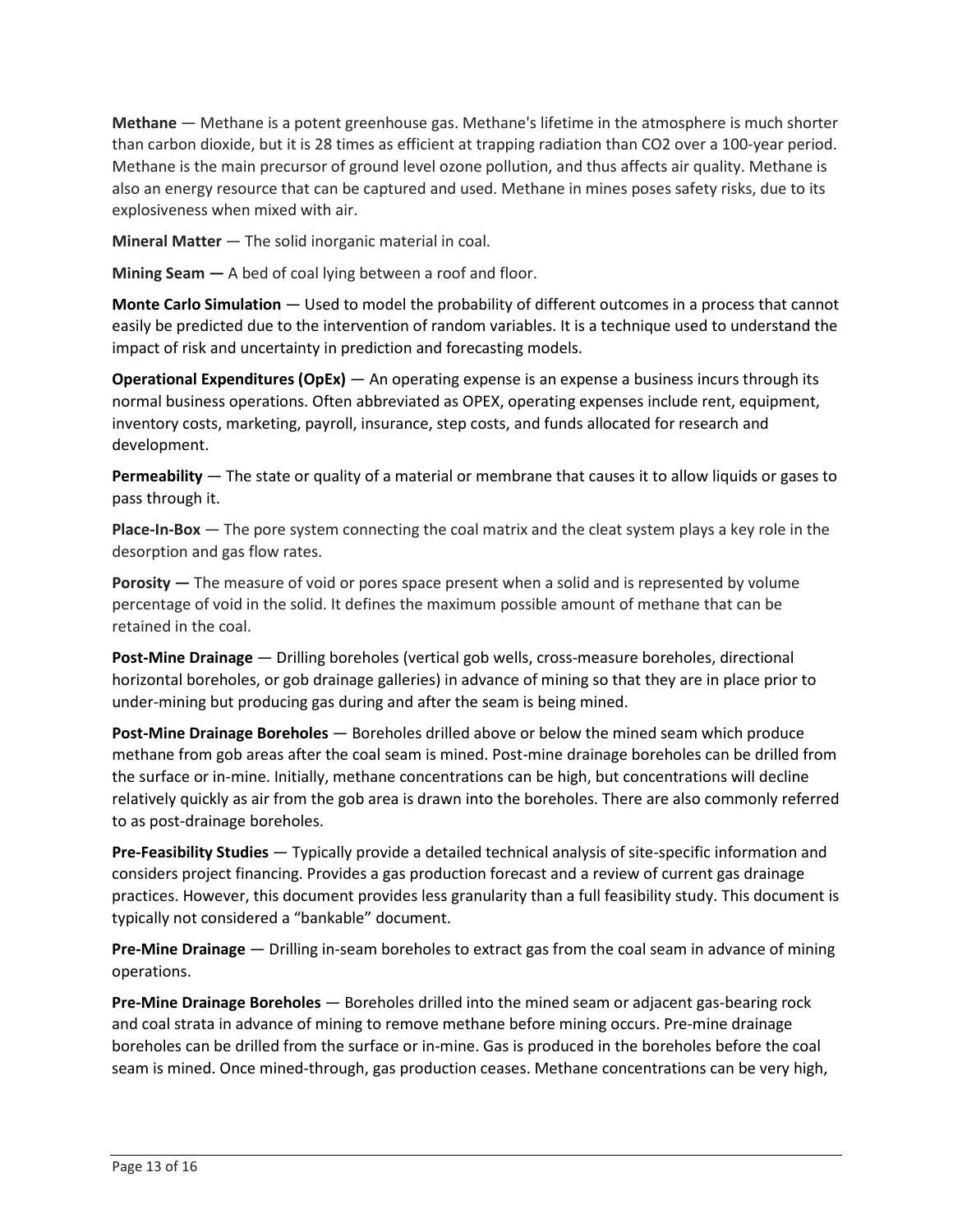**Methane** — Methane is a potent greenhouse gas. Methane's lifetime in the atmosphere is much shorter than carbon dioxide, but it is 28 times as efficient at trapping radiation than $CO_2$ over a 100-year period. Methane is the main precursor of ground level ozone pollution, and thus affects air quality. Methane is also an energy resource that can be captured and used. Methane in mines poses safety risks, due to its explosiveness when mixed with air.

**Mineral Matter** — The solid inorganic material in coal.

**Mining Seam —** A bed of coal lying between a roof and floor.

**Monte Carlo Simulation** — Used to model the probability of different outcomes in a process that cannot easily be predicted due to the intervention of random variables. It is a technique used to understand the impact of risk and uncertainty in prediction and forecasting models.

**Operational Expenditures (OpEx)** — An operating expense is an expense a business incurs through its normal business operations. Often abbreviated as OPEX, operating expenses include rent, equipment, inventory costs, marketing, payroll, insurance, step costs, and funds allocated for research and development.

**Permeability** — The state or quality of a material or membrane that causes it to allow liquids or gases to pass through it.

**Place-In-Box** — The pore system connecting the coal matrix and the cleat system plays a key role in the desorption and gas flow rates.

**Porosity —** The measure of void or pores space present when a solid and is represented by volume percentage of void in the solid. It defines the maximum possible amount of methane that can be retained in the coal.

**Post-Mine Drainage** — Drilling boreholes (vertical gob wells, cross-measure boreholes, directional horizontal boreholes, or gob drainage galleries) in advance of mining so that they are in place prior to under-mining but producing gas during and after the seam is being mined.

**Post-Mine Drainage Boreholes** — Boreholes drilled above or below the mined seam which produce methane from gob areas after the coal seam is mined. Post-mine drainage boreholes can be drilled from the surface or in-mine. Initially, methane concentrations can be high, but concentrations will decline relatively quickly as air from the gob area is drawn into the boreholes. There are also commonly referred to as post-drainage boreholes.

**Pre-Feasibility Studies** — Typically provide a detailed technical analysis of site-specific information and considers project financing. Provides a gas production forecast and a review of current gas drainage practices. However, this document provides less granularity than a full feasibility study. This document is typically not considered a "bankable" document.

**Pre-Mine Drainage** — Drilling in-seam boreholes to extract gas from the coal seam in advance of mining operations.

**Pre-Mine Drainage Boreholes** — Boreholes drilled into the mined seam or adjacent gas-bearing rock and coal strata in advance of mining to remove methane before mining occurs. Pre-mine drainage boreholes can be drilled from the surface or in-mine. Gas is produced in the boreholes before the coal seam is mined. Once mined-through, gas production ceases. Methane concentrations can be very high,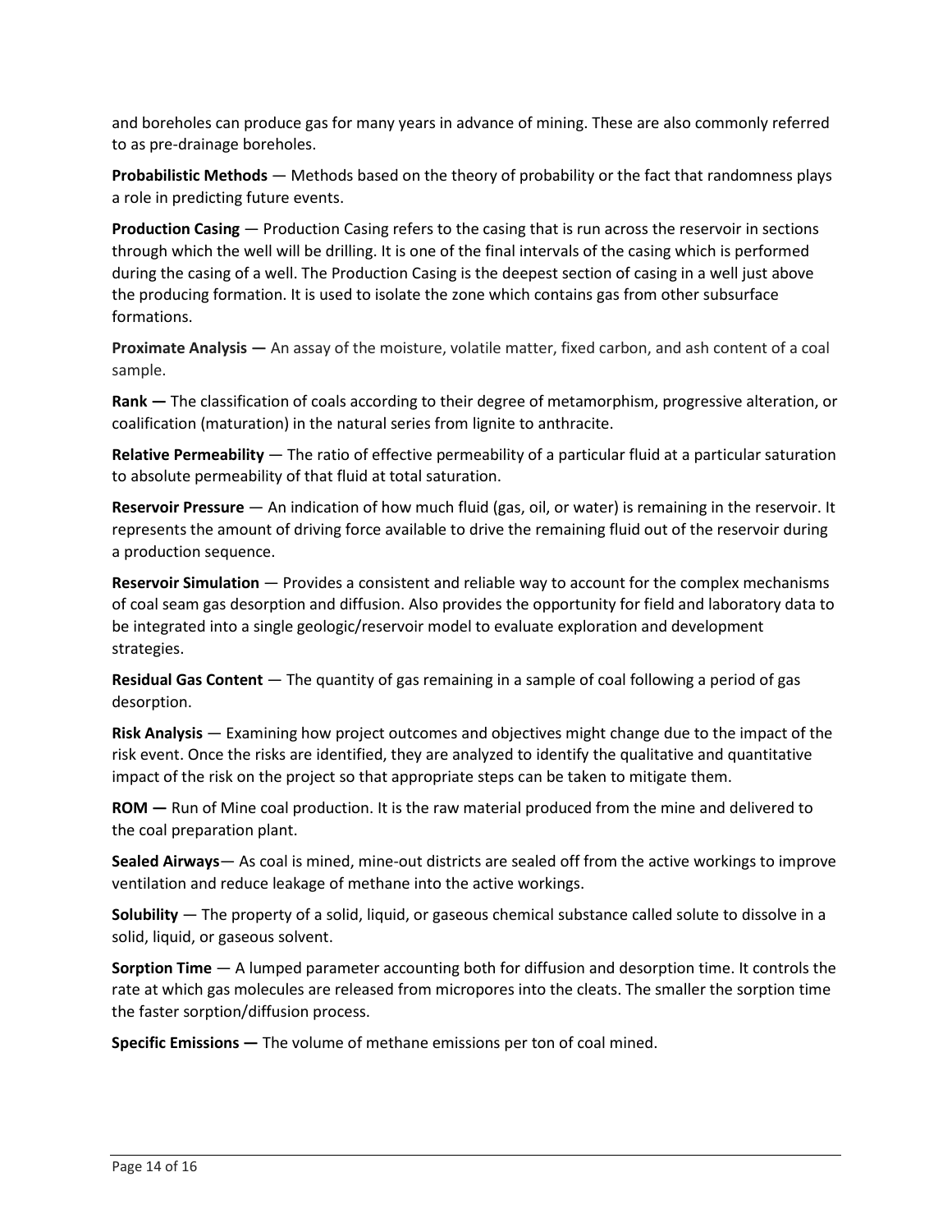and boreholes can produce gas for many years in advance of mining. These are also commonly referred to as pre-drainage boreholes.

**Probabilistic Methods** — Methods based on the theory of probability or the fact that randomness plays a role in predicting future events.

**Production Casing** — Production Casing refers to the casing that is run across the reservoir in sections through which the well will be drilling. It is one of the final intervals of the casing which is performed during the casing of a well. The Production Casing is the deepest section of casing in a well just above the producing formation. It is used to isolate the zone which contains gas from other subsurface formations.

**Proximate Analysis —** An assay of the moisture, volatile matter, fixed carbon, and ash content of a coal sample.

**Rank —** The classification of coals according to their degree of metamorphism, progressive alteration, or coalification (maturation) in the natural series from lignite to anthracite.

**Relative Permeability** — The ratio of effective permeability of a particular fluid at a particular saturation to absolute permeability of that fluid at total saturation.

**Reservoir Pressure** — An indication of how much fluid (gas, oil, or water) is remaining in the reservoir. It represents the amount of driving force available to drive the remaining fluid out of the reservoir during a production sequence.

**Reservoir Simulation** — Provides a consistent and reliable way to account for the complex mechanisms of coal seam gas desorption and diffusion. Also provides the opportunity for field and laboratory data to be integrated into a single geologic/reservoir model to evaluate exploration and development strategies.

**Residual Gas Content** — The quantity of gas remaining in a sample of coal following a period of gas desorption.

**Risk Analysis** — Examining how project outcomes and objectives might change due to the impact of the risk event. Once the risks are identified, they are analyzed to identify the qualitative and quantitative impact of the risk on the project so that appropriate steps can be taken to mitigate them.

**ROM —** Run of Mine coal production. It is the raw material produced from the mine and delivered to the coal preparation plant.

**Sealed Airways**— As coal is mined, mine-out districts are sealed off from the active workings to improve ventilation and reduce leakage of methane into the active workings.

**Solubility** — The property of a solid, liquid, or gaseous chemical substance called solute to dissolve in a solid, liquid, or gaseous solvent.

**Sorption Time** — A lumped parameter accounting both for diffusion and desorption time. It controls the rate at which gas molecules are released from micropores into the cleats. The smaller the sorption time the faster sorption/diffusion process.

**Specific Emissions —** The volume of methane emissions per ton of coal mined.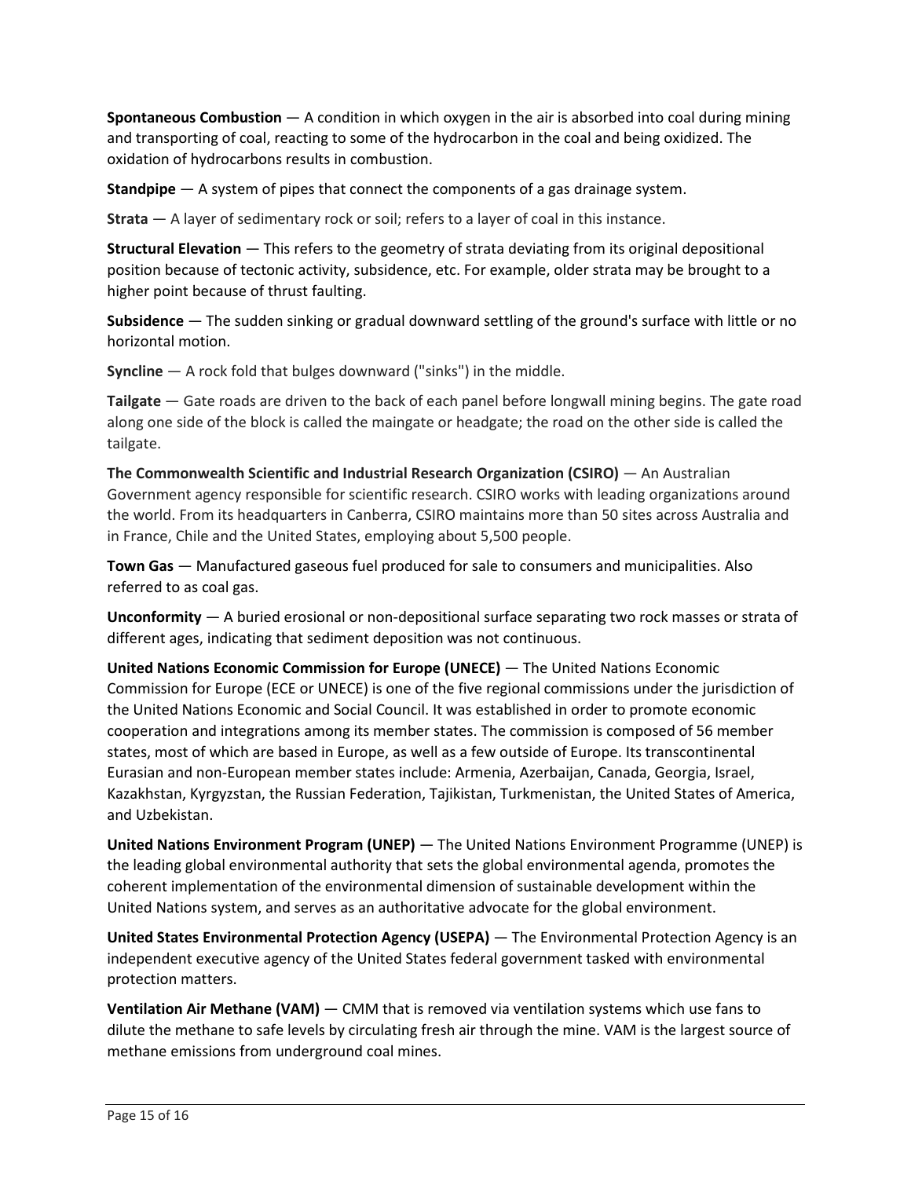**Spontaneous Combustion** — A condition in which oxygen in the air is absorbed into coal during mining and transporting of coal, reacting to some of the hydrocarbon in the coal and being oxidized. The oxidation of hydrocarbons results in combustion.

**Standpipe** — A system of pipes that connect the components of a gas drainage system.

**Strata** — A layer of sedimentary rock or soil; refers to a layer of coal in this instance.

**Structural Elevation** — This refers to the geometry of strata deviating from its original depositional position because of tectonic activity, subsidence, etc. For example, older strata may be brought to a higher point because of thrust faulting.

**Subsidence** — The sudden sinking or gradual downward settling of the ground's surface with little or no horizontal motion.

**Syncline** — A rock fold that bulges downward ("sinks") in the middle.

**Tailgate** — Gate roads are driven to the back of each panel before longwall mining begins. The gate road along one side of the block is called the maingate or headgate; the road on the other side is called the tailgate.

**The Commonwealth Scientific and Industrial Research Organization (CSIRO)** — An Australian Government agency responsible for scientific research. CSIRO works with leading organizations around the world. From its headquarters in Canberra, CSIRO maintains more than 50 sites across Australia and in France, Chile and the United States, employing about 5,500 people.

**Town Gas** — Manufactured gaseous fuel produced for sale to consumers and municipalities. Also referred to as coal gas.

**Unconformity** — A buried erosional or non-depositional surface separating two rock masses or strata of different ages, indicating that sediment deposition was not continuous.

**United Nations Economic Commission for Europe (UNECE)** — The United Nations Economic Commission for Europe (ECE or UNECE) is one of the five regional commissions under the jurisdiction of the United Nations Economic and Social Council. It was established in order to promote economic cooperation and integrations among its member states. The commission is composed of 56 member states, most of which are based in Europe, as well as a few outside of Europe. Its transcontinental Eurasian and non-European member states include: Armenia, Azerbaijan, Canada, Georgia, Israel, Kazakhstan, Kyrgyzstan, the Russian Federation, Tajikistan, Turkmenistan, the United States of America, and Uzbekistan.

**United Nations Environment Program (UNEP)** — The United Nations Environment Programme (UNEP) is the leading global environmental authority that sets the global environmental agenda, promotes the coherent implementation of the environmental dimension of sustainable development within the United Nations system, and serves as an authoritative advocate for the global environment.

**United States Environmental Protection Agency (USEPA)** — The Environmental Protection Agency is an independent executive agency of the United States federal government tasked with environmental protection matters.

**Ventilation Air Methane (VAM)** — CMM that is removed via ventilation systems which use fans to dilute the methane to safe levels by circulating fresh air through the mine. VAM is the largest source of methane emissions from underground coal mines.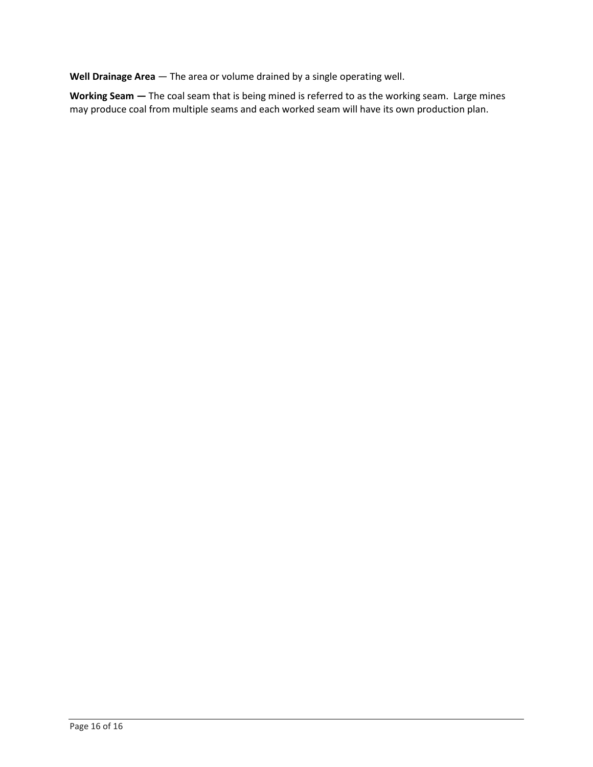**Well Drainage Area** — The area or volume drained by a single operating well.

**Working Seam —** The coal seam that is being mined is referred to as the working seam. Large mines may produce coal from multiple seams and each worked seam will have its own production plan.